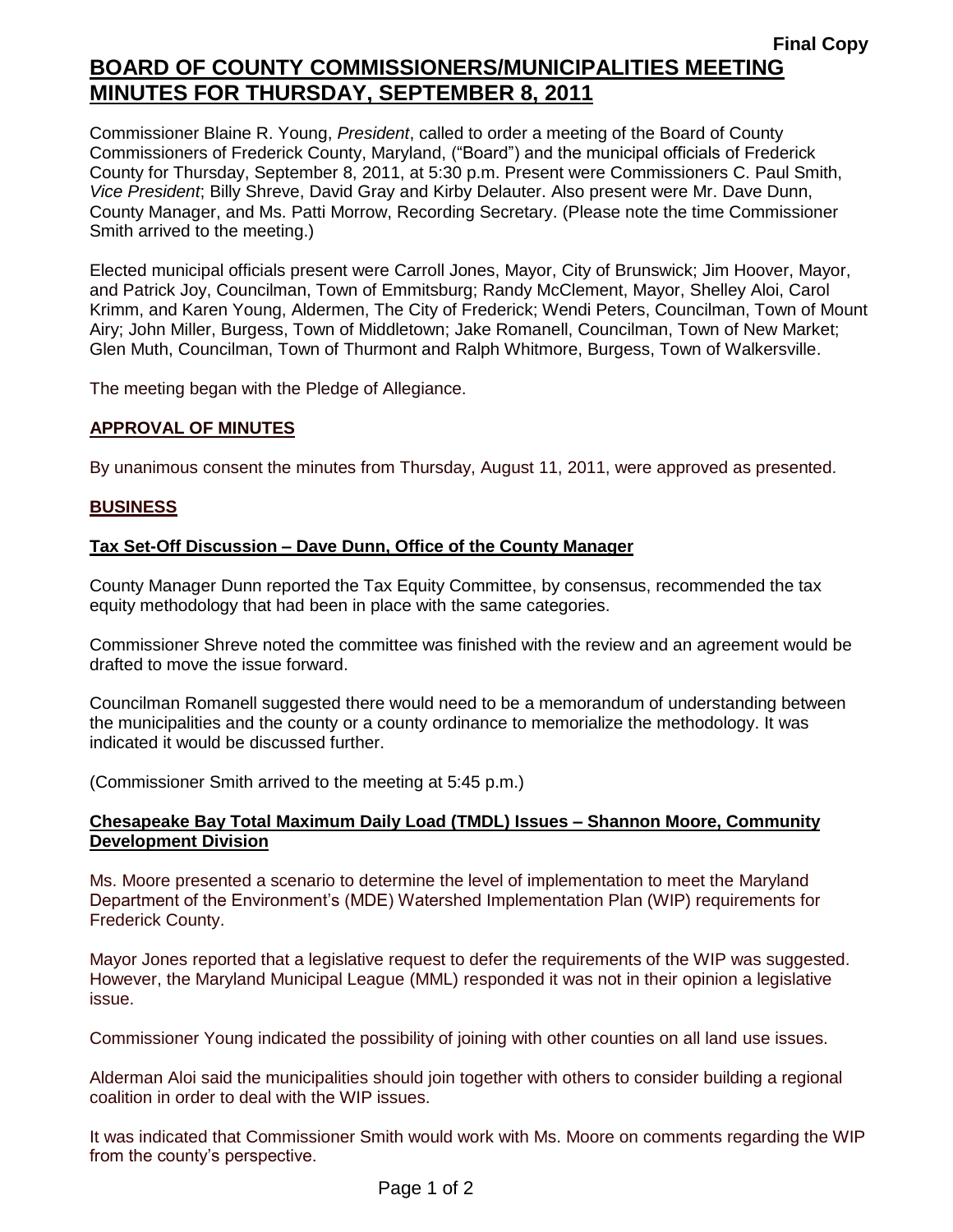**Final Copy**

# BOARD OF COUNTY COMMISSIONERS/MUNICIPALITIES MEETING MINUTES FOR THURSDAY, SEPTEMBER 8, 2011

Commissioner Blaine R. Young, *President*, called to order a meeting of the Board of County Commissioners of Frederick County, Maryland, ("Board") and the municipal officials of Frederick County for Thursday, September 8, 2011, at 5:30 p.m. Present were Commissioners C. Paul Smith, *Vice President*; Billy Shreve, David Gray and Kirby Delauter. Also present were Mr. Dave Dunn, County Manager, and Ms. Patti Morrow, Recording Secretary. (Please note the time Commissioner Smith arrived to the meeting.)

Elected municipal officials present were Carroll Jones, Mayor, City of Brunswick; Jim Hoover, Mayor, and Patrick Joy, Councilman, Town of Emmitsburg; Randy McClement, Mayor, Shelley Aloi, Carol Krimm, and Karen Young, Aldermen, The City of Frederick; Wendi Peters, Councilman, Town of Mount Airy; John Miller, Burgess, Town of Middletown; Jake Romanell, Councilman, Town of New Market; Glen Muth, Councilman, Town of Thurmont and Ralph Whitmore, Burgess, Town of Walkersville.

The meeting began with the Pledge of Allegiance.

## APPROVAL OF MINUTES

By unanimous consent the minutes from Thursday, August 11, 2011, were approved as presented.

## BUSINESS

### Tax Set-Off Discussion – Dave Dunn, Office of the County Manager

County Manager Dunn reported the Tax Equity Committee, by consensus, recommended the tax equity methodology that had been in place with the same categories.

Commissioner Shreve noted the committee was finished with the review and an agreement would be drafted to move the issue forward.

Councilman Romanell suggested there would need to be a memorandum of understanding between the municipalities and the county or a county ordinance to memorialize the methodology. It was indicated it would be discussed further.

(Commissioner Smith arrived to the meeting at 5:45 p.m.)

### Chesapeake Bay Total Maximum Daily Load (TMDL) Issues – Shannon Moore, Community Development Division

Ms. Moore presented a scenario to determine the level of implementation to meet the Maryland Department of the Environment's (MDE) Watershed Implementation Plan (WIP) requirements for Frederick County.

Mayor Jones reported that a legislative request to defer the requirements of the WIP was suggested. However, the Maryland Municipal League (MML) responded it was not in their opinion a legislative issue.

Commissioner Young indicated the possibility of joining with other counties on all land use issues.

Alderman Aloi said the municipalities should join together with others to consider building a regional coalition in order to deal with the WIP issues.

It was indicated that Commissioner Smith would work with Ms. Moore on comments regarding the WIP from the county's perspective.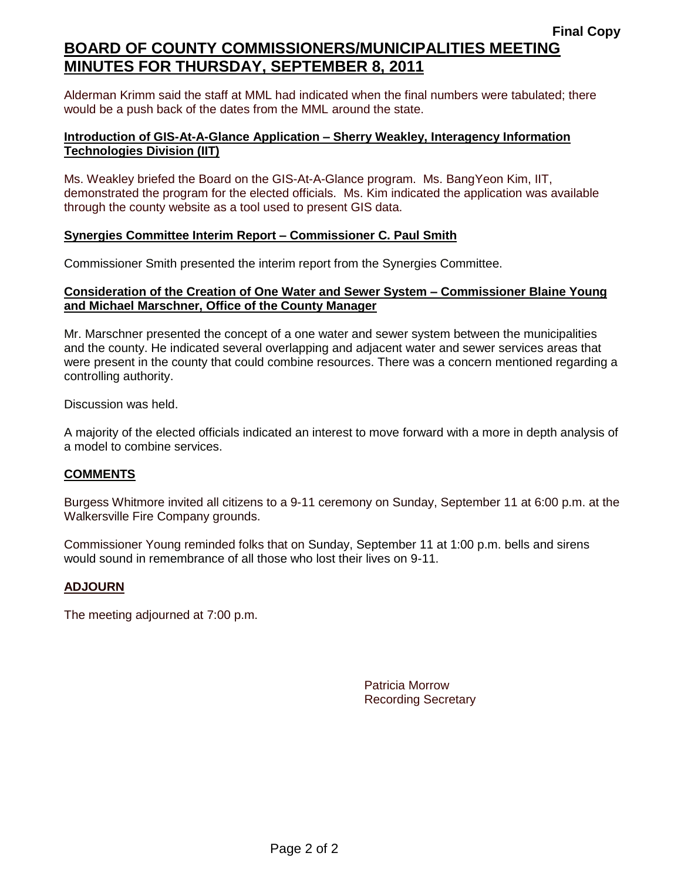Final Copy

# BOARD OF COUNTY COMMISSIONERS/MUNICIPALITIES MEETING MINUTES FOR THURSDAY, SEPTEMBER 8, 2011

Alderman Krimm said the staff at MML had indicated when the final numbers were tabulated; there would be a push back of the dates from the MML around the state.

**Introduction of GIS-At-A-Glance Application – Sherry Weakley, Interagency Information Technologies Division (IIT)**

Ms. Weakley briefed the Board on the GIS-At-A-Glance program. Ms. BangYeon Kim, IIT, demonstrated the program for the elected officials. Ms. Kim indicated the application was available through the county website as a tool used to present GIS data.

**Synergies Committee Interim Report – Commissioner C. Paul Smith**

Commissioner Smith presented the interim report from the Synergies Committee.

**Consideration of the Creation of One Water and Sewer System – Commissioner Blaine Young and Michael Marschner, Office of the County Manager**

Mr. Marschner presented the concept of a one water and sewer system between the municipalities and the county. He indicated several overlapping and adjacent water and sewer services areas that were present in the county that could combine resources. There was a concern mentioned regarding a controlling authority.

Discussion was held.

A majority of the elected officials indicated an interest to move forward with a more in depth analysis of a model to combine services.

**COMMENTS**

Burgess Whitmore invited all citizens to a 9-11 ceremony on Sunday, September 11 at 6:00 p.m. at the Walkersville Fire Company grounds.

Commissioner Young reminded folks that on Sunday, September 11 at 1:00 p.m. bells and sirens would sound in remembrance of all those who lost their lives on 9-11.

**ADJOURN**

The meeting adjourned at 7:00 p.m.

Patricia Morrow
Recording Secretary